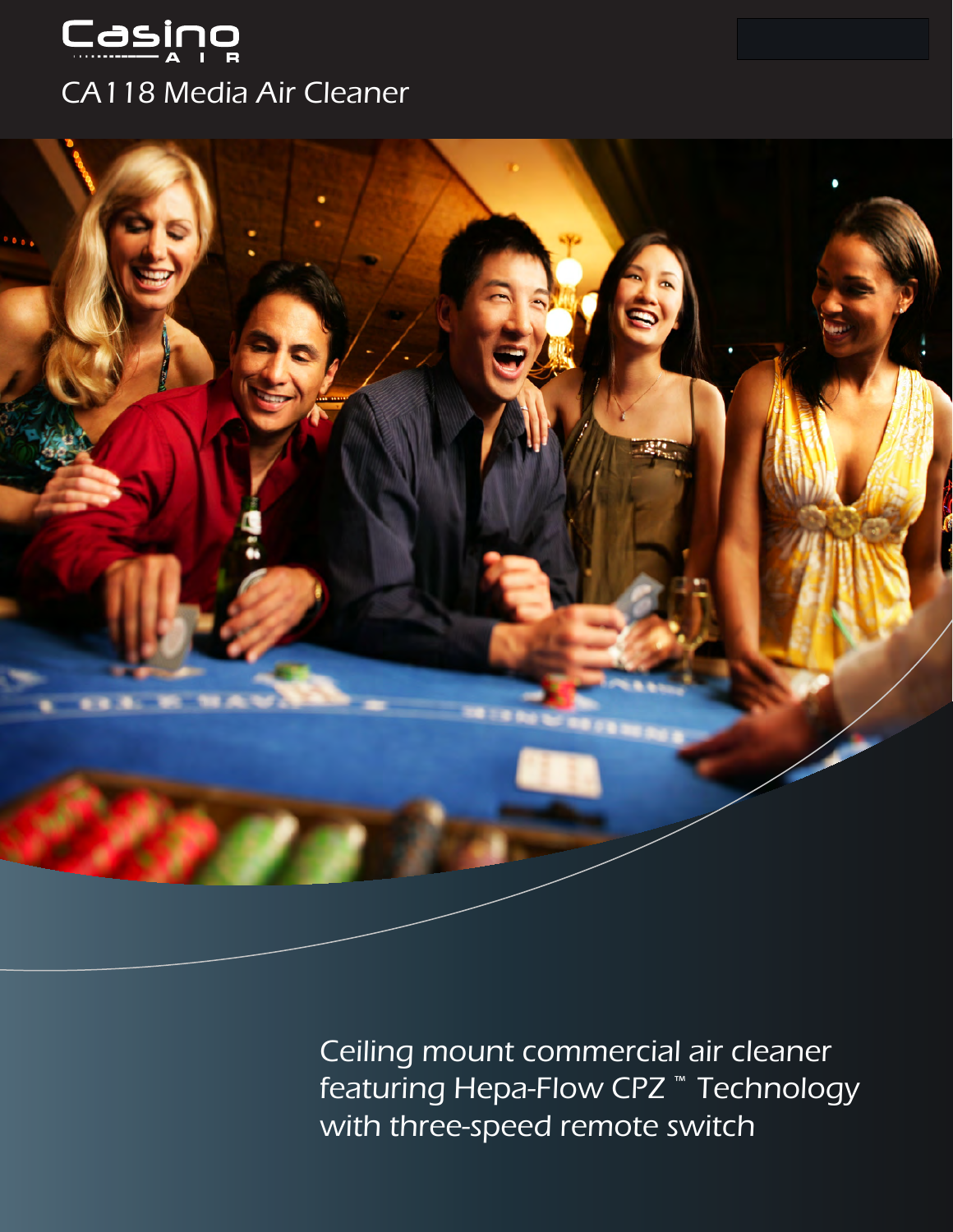# Casino AIR

## CA118 Media Air Cleaner

Ceiling mount commercial air cleaner featuring Hepa-Flow CPZ ™ Technology with three-speed remote switch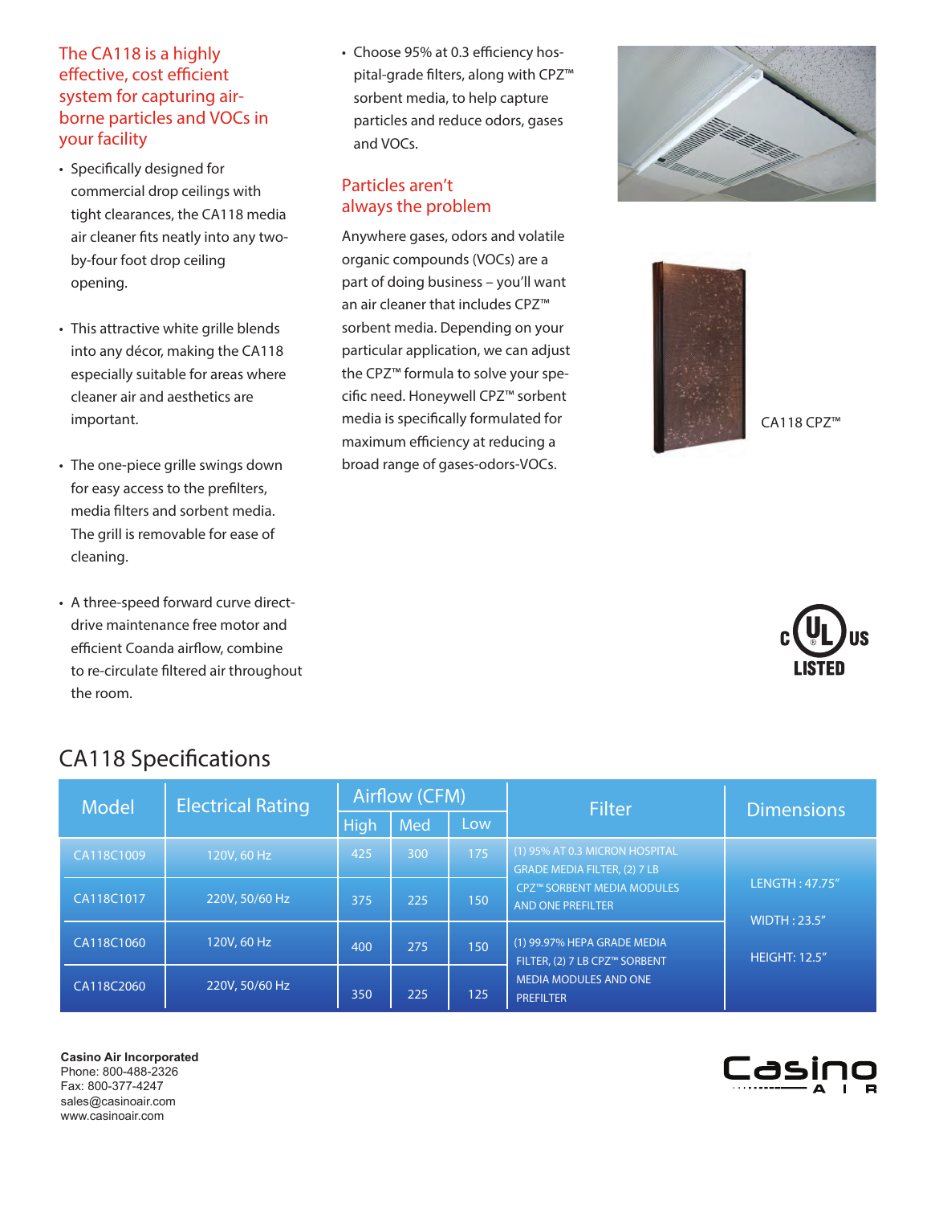## The CA118 is a highly effective, cost efficient system for capturing airborne particles and VOCs in your facility

- Specifically designed for commercial drop ceilings with tight clearances, the CA118 media air cleaner fits neatly into any two-by-four foot drop ceiling opening.
- This attractive white grille blends into any décor, making the CA118 especially suitable for areas where cleaner air and aesthetics are important.
- The one-piece grille swings down for easy access to the prefilters, media filters and sorbent media. The grill is removable for ease of cleaning.
- A three-speed forward curve direct-drive maintenance free motor and efficient Coanda airflow, combine to re-circulate filtered air throughout the room.
- Choose 95% at 0.3 efficiency hospital-grade filters, along with CPZ™ sorbent media, to help capture particles and reduce odors, gases and VOCs.

## Particles aren't always the problem

Anywhere gases, odors and volatile organic compounds (VOCs) are a part of doing business – you'll want an air cleaner that includes CPZ™ sorbent media. Depending on your particular application, we can adjust the CPZ™ formula to solve your specific need. Honeywell CPZ™ sorbent media is specifically formulated for maximum efficiency at reducing a broad range of gases-odors-VOCs.

CA118 CPZ™

c UL us LISTED

## CA118 Specifications

| Model | Electrical Rating | Airflow (CFM) | | | Filter | Dimensions |
|---|---|---|---|---|---|---|
| | | High | Med | Low | | |
| CA118C1009 | 120V, 60 Hz | 425 | 300 | 175 | (1) 95% AT 0.3 MICRON HOSPITAL GRADE MEDIA FILTER, (2) 7 LB CPZ™ SORBENT MEDIA MODULES AND ONE PREFILTER | LENGTH : 47.75" WIDTH : 23.5" HEIGHT: 12.5" |
| CA118C1017 | 220V, 50/60 Hz | 375 | 225 | 150 | | |
| CA118C1060 | 120V, 60 Hz | 400 | 275 | 150 | (1) 99.97% HEPA GRADE MEDIA FILTER, (2) 7 LB CPZ™ SORBENT MEDIA MODULES AND ONE PREFILTER | |
| CA118C2060 | 220V, 50/60 Hz | 350 | 225 | 125 | | |

**Casino Air Incorporated**
Phone: 800-488-2326
Fax: 800-377-4247
sales@casinoair.com
www.casinoair.com

Casino AIR